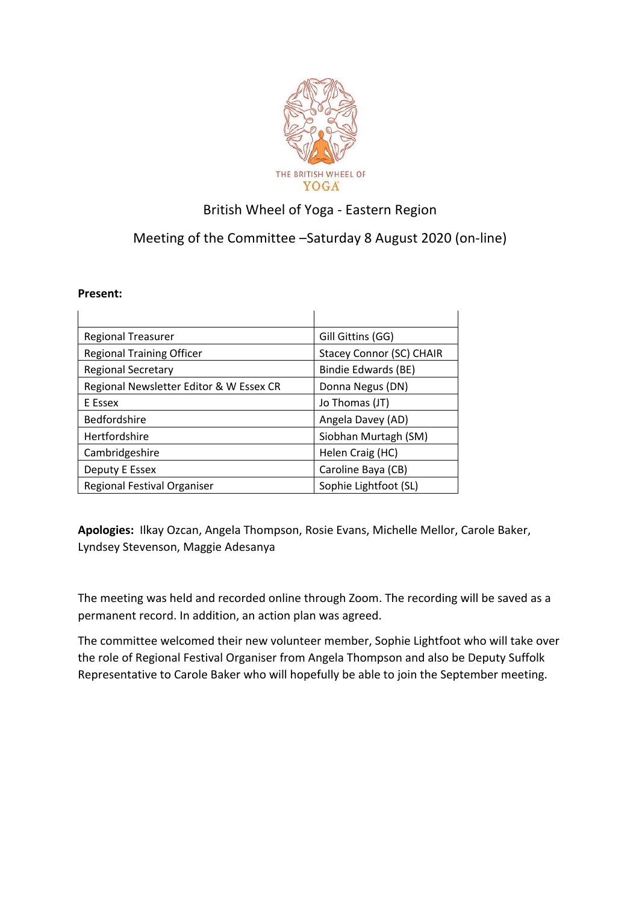THE BRITISH WHEEL OF YOGA

# British Wheel of Yoga - Eastern Region

## Meeting of the Committee –Saturday 8 August 2020 (on-line)

**Present:**

| | |
|---|---|
| Regional Treasurer | Gill Gittins (GG) |
| Regional Training Officer | Stacey Connor (SC) CHAIR |
| Regional Secretary | Bindie Edwards (BE) |
| Regional Newsletter Editor & W Essex CR | Donna Negus (DN) |
| E Essex | Jo Thomas (JT) |
| Bedfordshire | Angela Davey (AD) |
| Hertfordshire | Siobhan Murtagh (SM) |
| Cambridgeshire | Helen Craig (HC) |
| Deputy E Essex | Caroline Baya (CB) |
| Regional Festival Organiser | Sophie Lightfoot (SL) |

**Apologies:** Ilkay Ozcan, Angela Thompson, Rosie Evans, Michelle Mellor, Carole Baker, Lyndsey Stevenson, Maggie Adesanya

The meeting was held and recorded online through Zoom. The recording will be saved as a permanent record. In addition, an action plan was agreed.

The committee welcomed their new volunteer member, Sophie Lightfoot who will take over the role of Regional Festival Organiser from Angela Thompson and also be Deputy Suffolk Representative to Carole Baker who will hopefully be able to join the September meeting.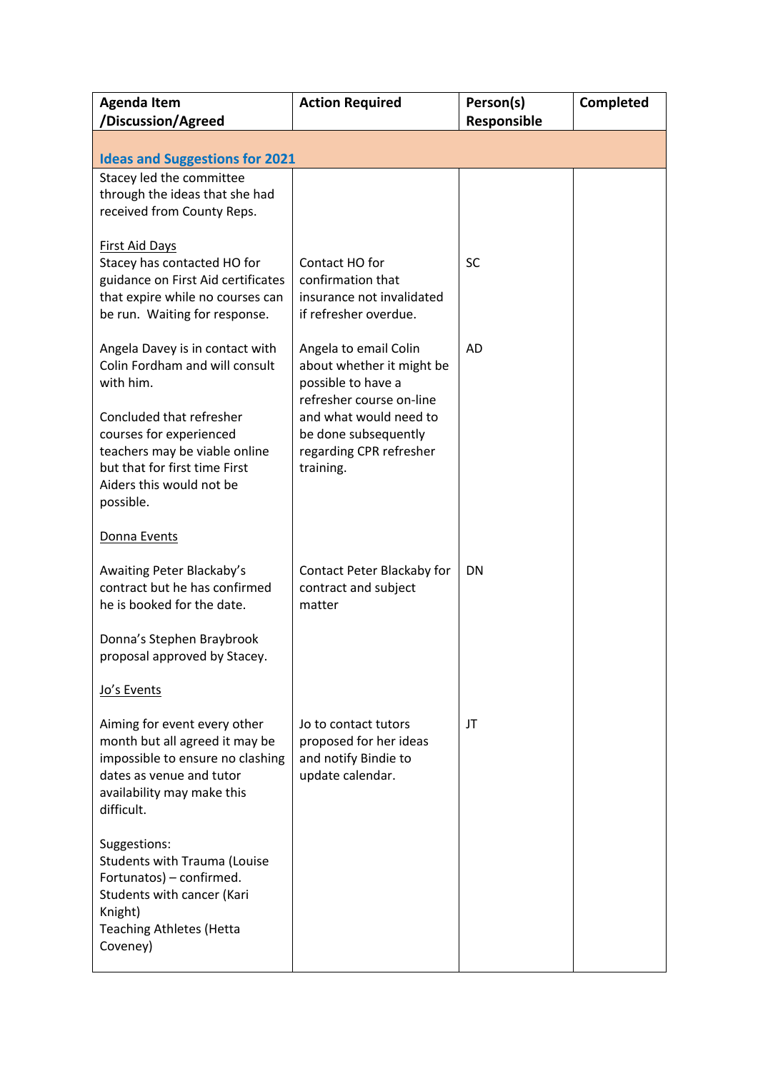| Agenda Item /Discussion/Agreed | Action Required | Person(s) Responsible | Completed |
|---|---|---|---|
| **Ideas and Suggestions for 2021** | | | |
| Stacey led the committee through the ideas that she had received from County Reps. | | | |
| First Aid Days<br>Stacey has contacted HO for guidance on First Aid certificates that expire while no courses can be run. Waiting for response. | Contact HO for confirmation that insurance not invalidated if refresher overdue. | SC | |
| Angela Davey is in contact with Colin Fordham and will consult with him.<br><br>Concluded that refresher courses for experienced teachers may be viable online but that for first time First Aiders this would not be possible. | Angela to email Colin about whether it might be possible to have a refresher course on-line and what would need to be done subsequently regarding CPR refresher training. | AD | |
| Donna Events | | | |
| Awaiting Peter Blackaby's contract but he has confirmed he is booked for the date. | Contact Peter Blackaby for contract and subject matter | DN | |
| Donna's Stephen Braybrook proposal approved by Stacey. | | | |
| Jo's Events | | | |
| Aiming for event every other month but all agreed it may be impossible to ensure no clashing dates as venue and tutor availability may make this difficult. | Jo to contact tutors proposed for her ideas and notify Bindie to update calendar. | JT | |
| Suggestions:<br>Students with Trauma (Louise Fortunatos) – confirmed.<br>Students with cancer (Kari Knight)<br>Teaching Athletes (Hetta Coveney) | | | |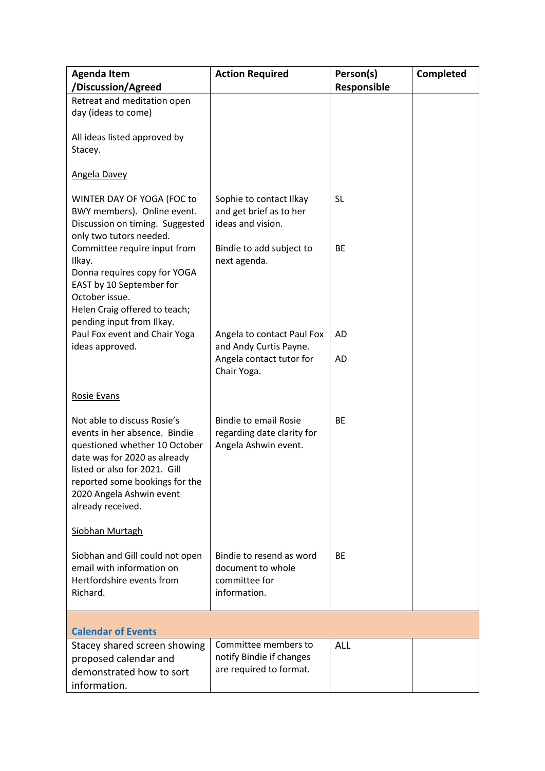| Agenda Item /Discussion/Agreed | Action Required | Person(s) Responsible | Completed |
|---|---|---|---|
| Retreat and meditation open day (ideas to come)<br><br>All ideas listed approved by Stacey.<br><br><u>Angela Davey</u><br><br>WINTER DAY OF YOGA (FOC to BWY members). Online event. Discussion on timing. Suggested only two tutors needed.<br>Committee require input from Ilkay.<br>Donna requires copy for YOGA EAST by 10 September for October issue.<br>Helen Craig offered to teach; pending input from Ilkay.<br>Paul Fox event and Chair Yoga ideas approved.<br><br><u>Rosie Evans</u><br><br>Not able to discuss Rosie's events in her absence. Bindie questioned whether 10 October date was for 2020 as already listed or also for 2021. Gill reported some bookings for the 2020 Angela Ashwin event already received.<br><br><u>Siobhan Murtagh</u><br><br>Siobhan and Gill could not open email with information on Hertfordshire events from Richard. | <br><br><br><br><br><br><br><br>Sophie to contact Ilkay and get brief as to her ideas and vision.<br><br>Bindie to add subject to next agenda.<br><br><br><br><br><br>Angela to contact Paul Fox and Andy Curtis Payne.<br>Angela contact tutor for Chair Yoga.<br><br><br><br>Bindie to email Rosie regarding date clarity for Angela Ashwin event.<br><br><br><br><br><br><br><br><br>Bindie to resend as word document to whole committee for information. | <br><br><br><br><br><br><br><br>SL<br><br><br>BE<br><br><br><br><br><br><br>AD<br><br>AD<br><br><br><br><br>BE<br><br><br><br><br><br><br><br><br><br><br>BE | |
| **Calendar of Events** | | | |
| Stacey shared screen showing proposed calendar and demonstrated how to sort information. | Committee members to notify Bindie if changes are required to format. | ALL | |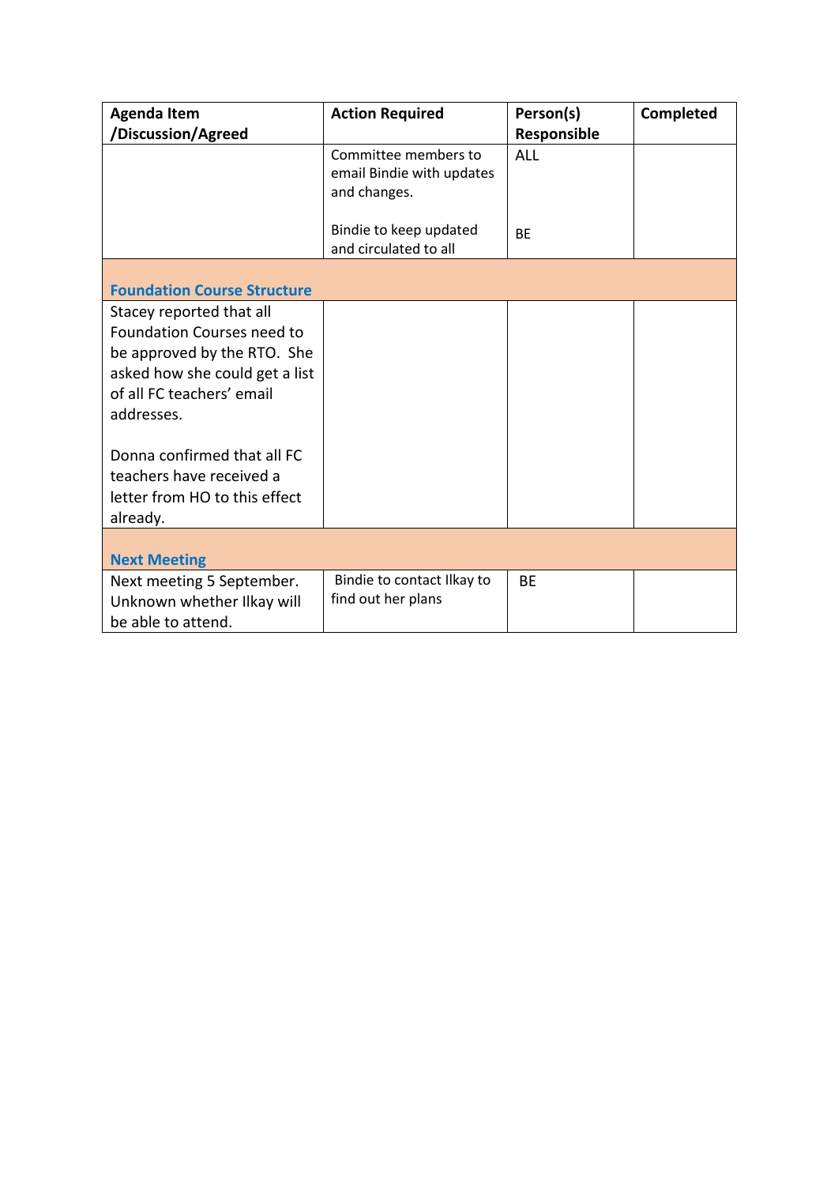| Agenda Item /Discussion/Agreed | Action Required | Person(s) Responsible | Completed |
|---|---|---|---|
| | Committee members to email Bindie with updates and changes.<br><br>Bindie to keep updated and circulated to all | ALL<br><br>BE | |
| **Foundation Course Structure** | | | |
| Stacey reported that all Foundation Courses need to be approved by the RTO. She asked how she could get a list of all FC teachers' email addresses.<br><br>Donna confirmed that all FC teachers have received a letter from HO to this effect already. | | | |
| **Next Meeting** | | | |
| Next meeting 5 September. Unknown whether Ilkay will be able to attend. | Bindie to contact Ilkay to find out her plans | BE | |